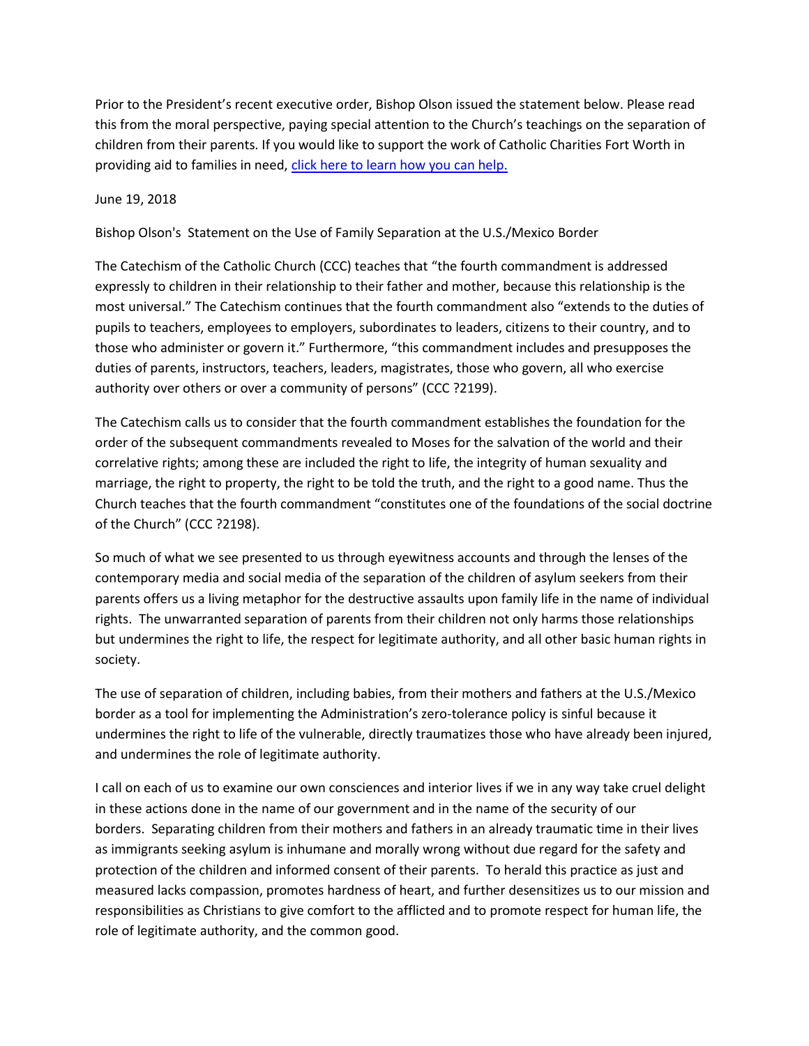Prior to the President's recent executive order, Bishop Olson issued the statement below. Please read this from the moral perspective, paying special attention to the Church's teachings on the separation of children from their parents. If you would like to support the work of Catholic Charities Fort Worth in providing aid to families in need, [click here to learn how you can help.]

June 19, 2018

Bishop Olson's Statement on the Use of Family Separation at the U.S./Mexico Border

The Catechism of the Catholic Church (CCC) teaches that "the fourth commandment is addressed expressly to children in their relationship to their father and mother, because this relationship is the most universal." The Catechism continues that the fourth commandment also "extends to the duties of pupils to teachers, employees to employers, subordinates to leaders, citizens to their country, and to those who administer or govern it." Furthermore, "this commandment includes and presupposes the duties of parents, instructors, teachers, leaders, magistrates, those who govern, all who exercise authority over others or over a community of persons" (CCC ?2199).

The Catechism calls us to consider that the fourth commandment establishes the foundation for the order of the subsequent commandments revealed to Moses for the salvation of the world and their correlative rights; among these are included the right to life, the integrity of human sexuality and marriage, the right to property, the right to be told the truth, and the right to a good name. Thus the Church teaches that the fourth commandment "constitutes one of the foundations of the social doctrine of the Church" (CCC ?2198).

So much of what we see presented to us through eyewitness accounts and through the lenses of the contemporary media and social media of the separation of the children of asylum seekers from their parents offers us a living metaphor for the destructive assaults upon family life in the name of individual rights. The unwarranted separation of parents from their children not only harms those relationships but undermines the right to life, the respect for legitimate authority, and all other basic human rights in society.

The use of separation of children, including babies, from their mothers and fathers at the U.S./Mexico border as a tool for implementing the Administration's zero-tolerance policy is sinful because it undermines the right to life of the vulnerable, directly traumatizes those who have already been injured, and undermines the role of legitimate authority.

I call on each of us to examine our own consciences and interior lives if we in any way take cruel delight in these actions done in the name of our government and in the name of the security of our borders. Separating children from their mothers and fathers in an already traumatic time in their lives as immigrants seeking asylum is inhumane and morally wrong without due regard for the safety and protection of the children and informed consent of their parents. To herald this practice as just and measured lacks compassion, promotes hardness of heart, and further desensitizes us to our mission and responsibilities as Christians to give comfort to the afflicted and to promote respect for human life, the role of legitimate authority, and the common good.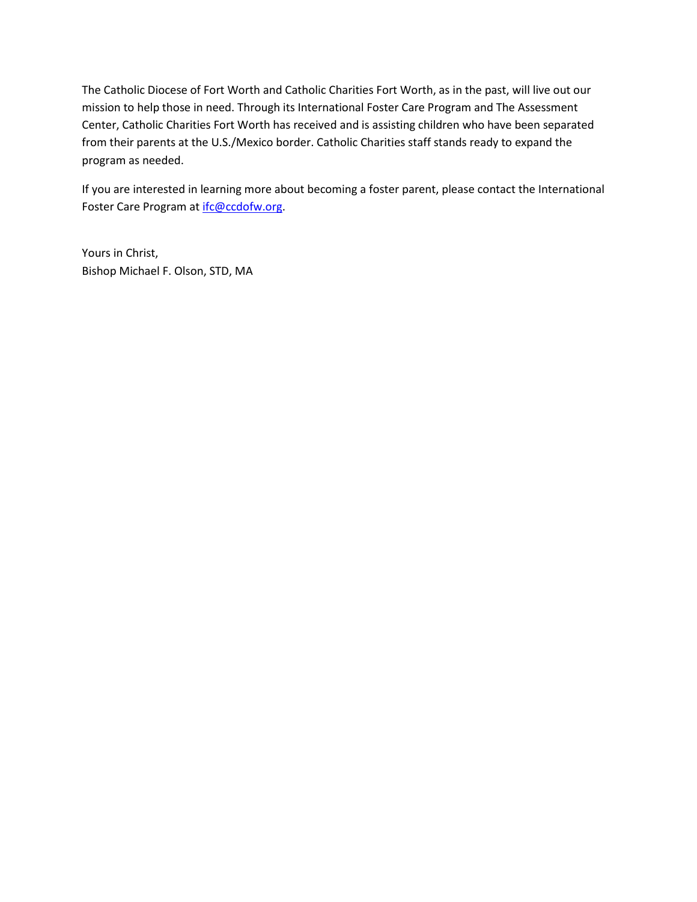The Catholic Diocese of Fort Worth and Catholic Charities Fort Worth, as in the past, will live out our mission to help those in need. Through its International Foster Care Program and The Assessment Center, Catholic Charities Fort Worth has received and is assisting children who have been separated from their parents at the U.S./Mexico border. Catholic Charities staff stands ready to expand the program as needed.

If you are interested in learning more about becoming a foster parent, please contact the International Foster Care Program at [ifc@ccdofw.org](mailto:ifc@ccdofw.org).

Yours in Christ,
Bishop Michael F. Olson, STD, MA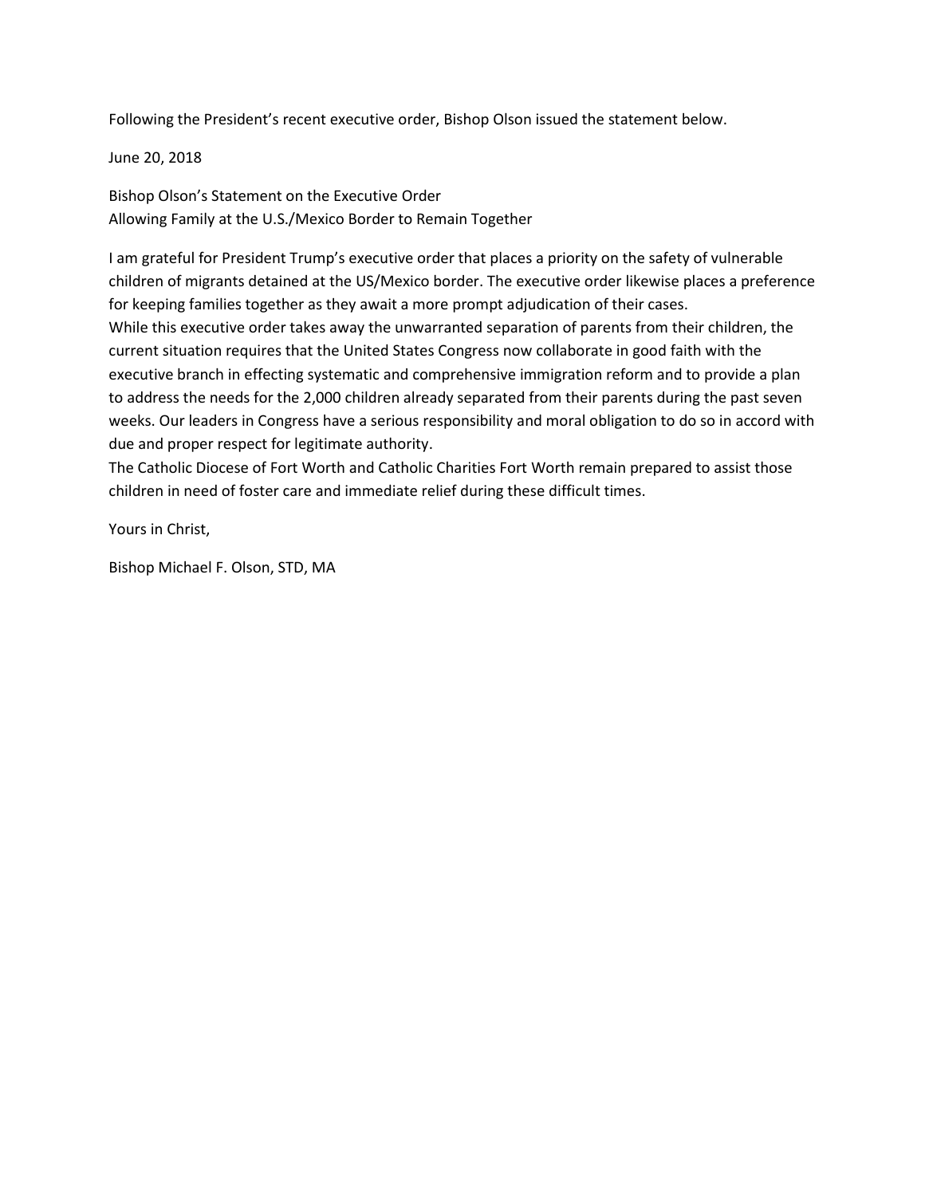Following the President's recent executive order, Bishop Olson issued the statement below.

June 20, 2018

Bishop Olson's Statement on the Executive Order
Allowing Family at the U.S./Mexico Border to Remain Together

I am grateful for President Trump's executive order that places a priority on the safety of vulnerable children of migrants detained at the US/Mexico border. The executive order likewise places a preference for keeping families together as they await a more prompt adjudication of their cases.

While this executive order takes away the unwarranted separation of parents from their children, the current situation requires that the United States Congress now collaborate in good faith with the executive branch in effecting systematic and comprehensive immigration reform and to provide a plan to address the needs for the 2,000 children already separated from their parents during the past seven weeks. Our leaders in Congress have a serious responsibility and moral obligation to do so in accord with due and proper respect for legitimate authority.

The Catholic Diocese of Fort Worth and Catholic Charities Fort Worth remain prepared to assist those children in need of foster care and immediate relief during these difficult times.

Yours in Christ,

Bishop Michael F. Olson, STD, MA